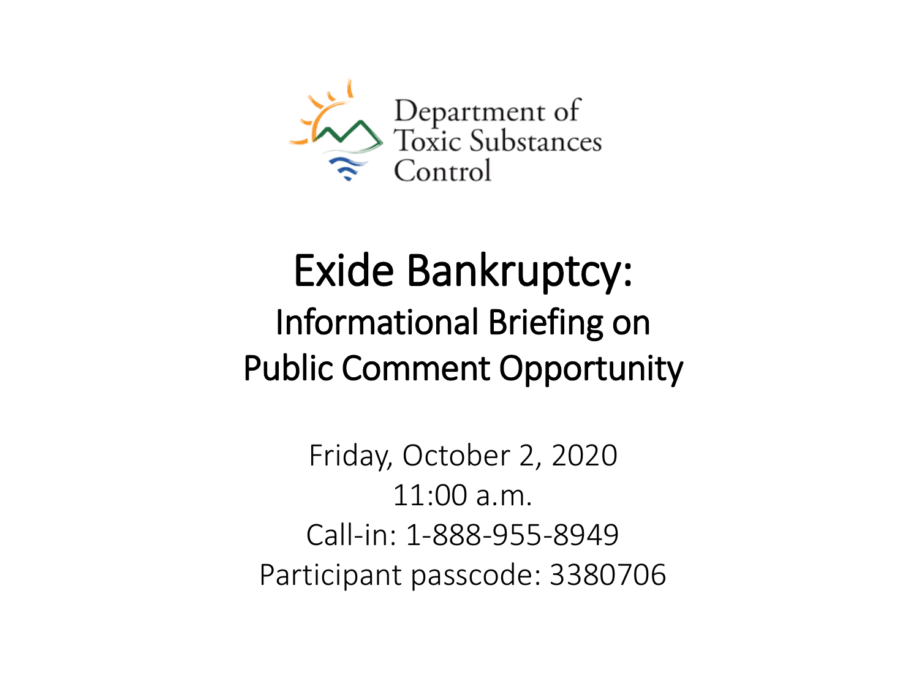Department of Toxic Substances Control

# Exide Bankruptcy:

## Informational Briefing on Public Comment Opportunity

Friday, October 2, 2020
11:00 a.m.
Call-in: 1-888-955-8949
Participant passcode: 3380706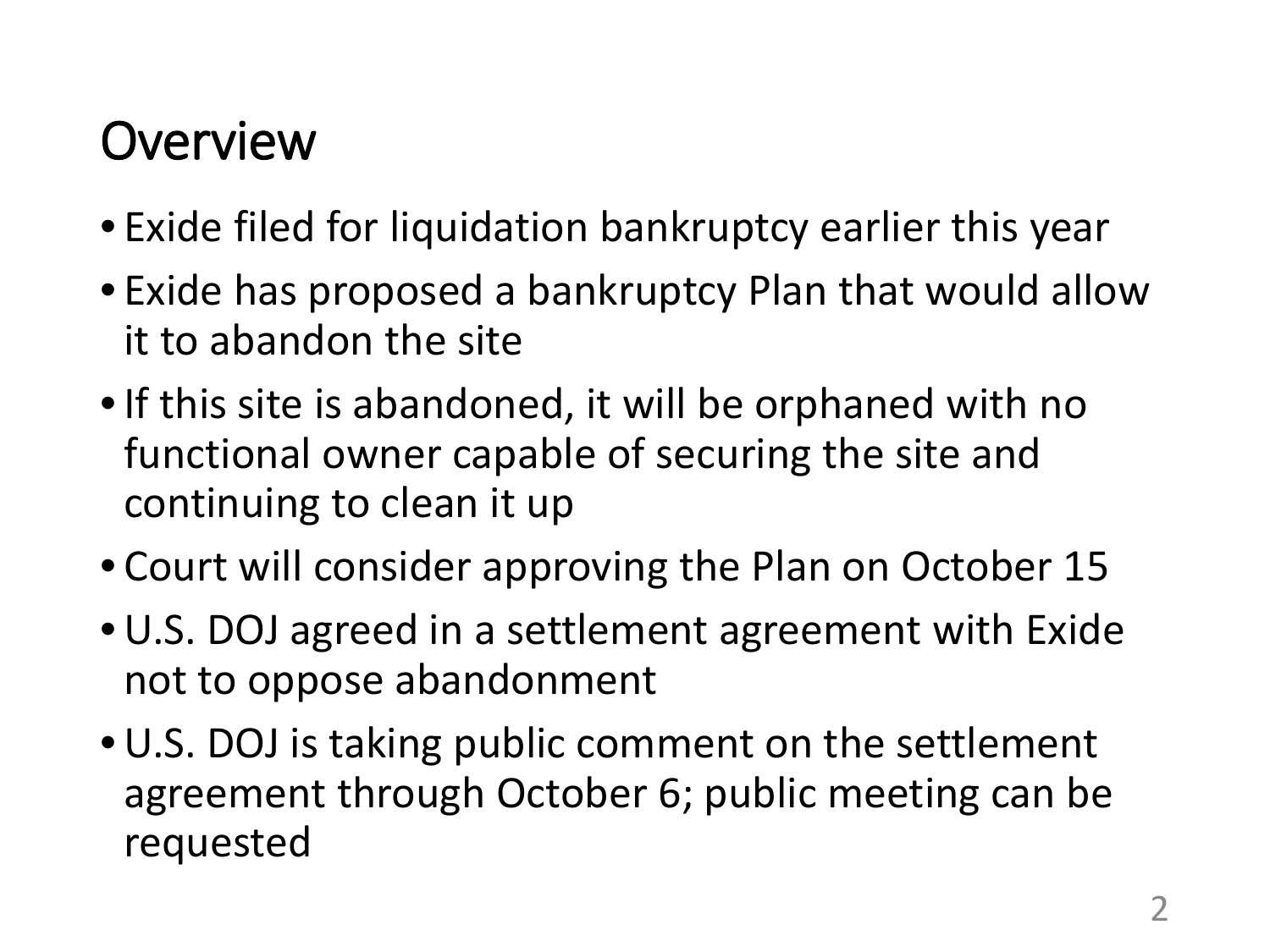# Overview

- Exide filed for liquidation bankruptcy earlier this year
- Exide has proposed a bankruptcy Plan that would allow it to abandon the site
- If this site is abandoned, it will be orphaned with no functional owner capable of securing the site and continuing to clean it up
- Court will consider approving the Plan on October 15
- U.S. DOJ agreed in a settlement agreement with Exide not to oppose abandonment
- U.S. DOJ is taking public comment on the settlement agreement through October 6; public meeting can be requested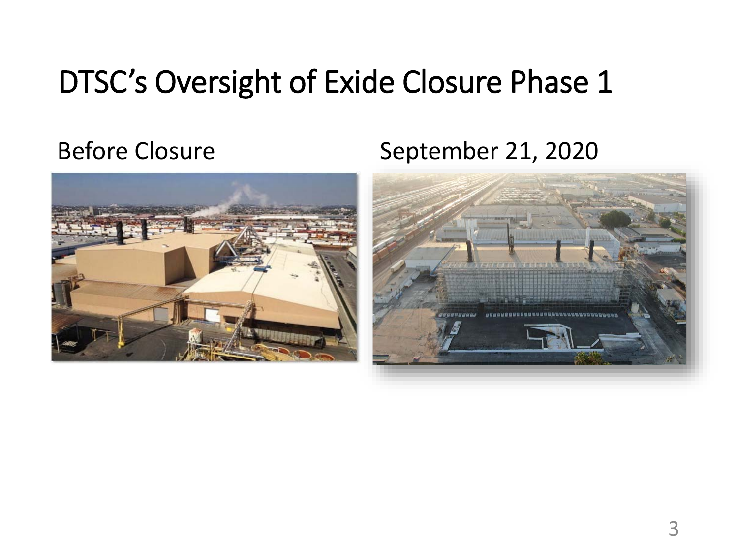# DTSC's Oversight of Exide Closure Phase 1

Before Closure

September 21, 2020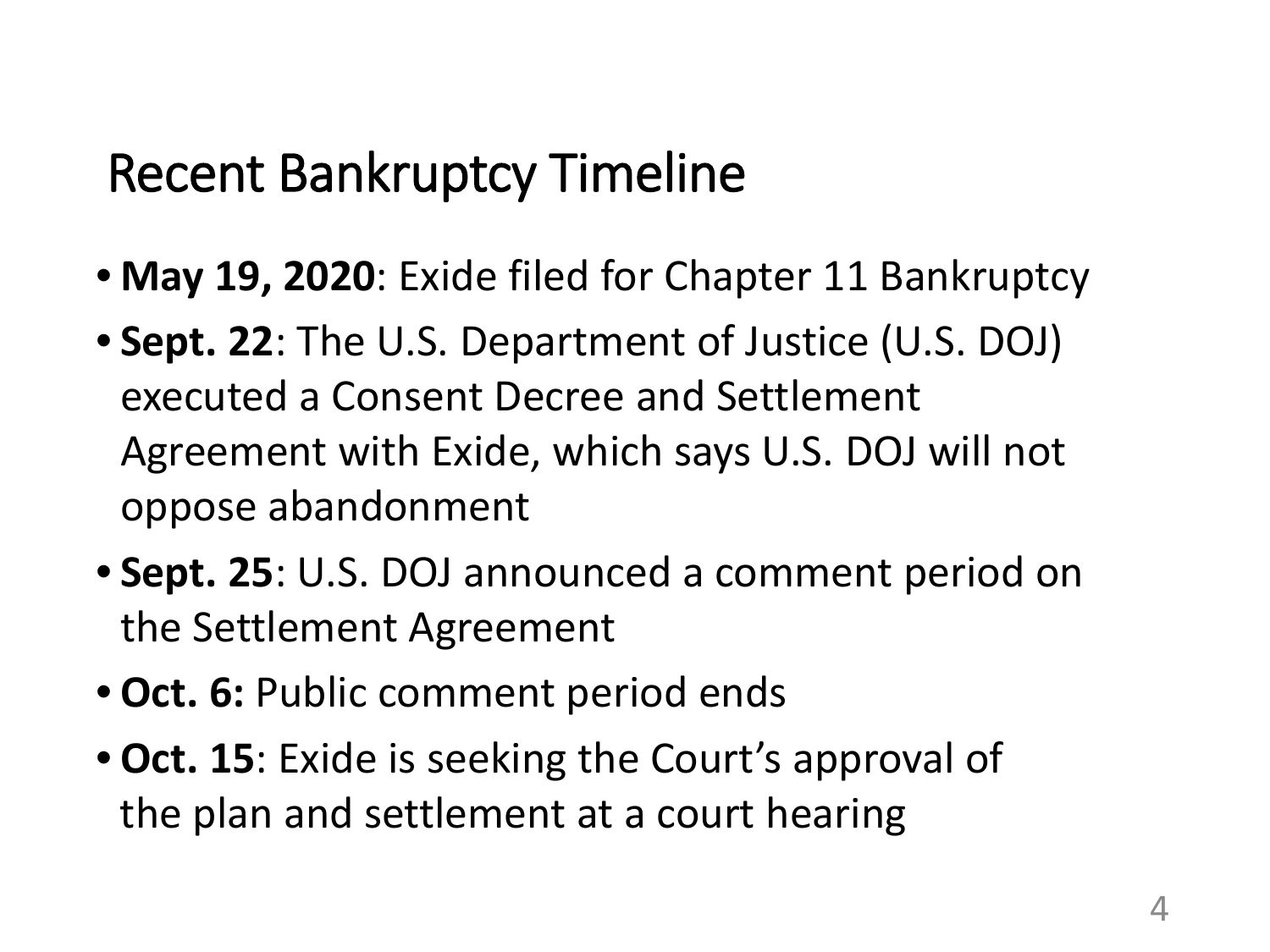# Recent Bankruptcy Timeline

- **May 19, 2020**: Exide filed for Chapter 11 Bankruptcy
- **Sept. 22**: The U.S. Department of Justice (U.S. DOJ) executed a Consent Decree and Settlement Agreement with Exide, which says U.S. DOJ will not oppose abandonment
- **Sept. 25**: U.S. DOJ announced a comment period on the Settlement Agreement
- **Oct. 6:** Public comment period ends
- **Oct. 15**: Exide is seeking the Court's approval of the plan and settlement at a court hearing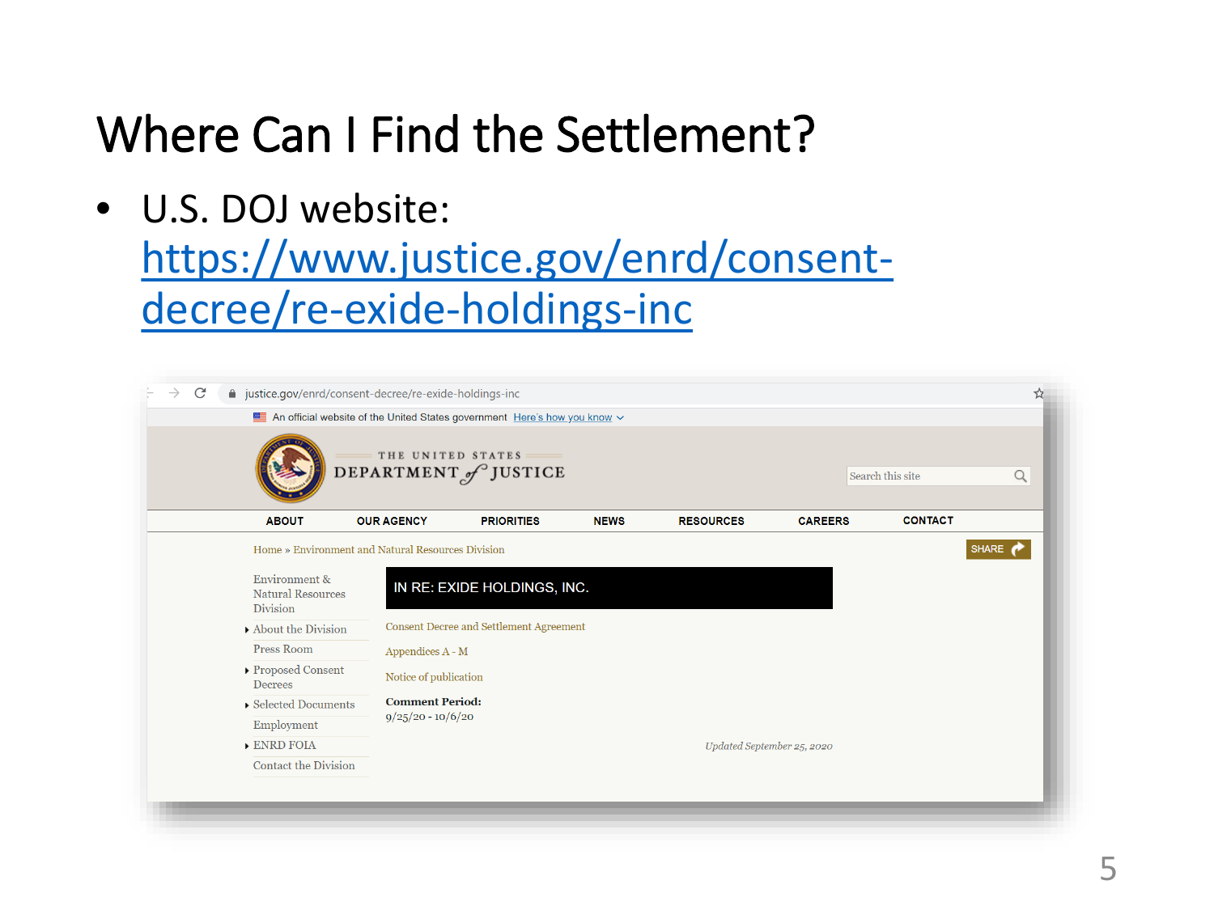# Where Can I Find the Settlement?

- U.S. DOJ website: [https://www.justice.gov/enrd/consent-decree/re-exide-holdings-inc](https://www.justice.gov/enrd/consent-decree/re-exide-holdings-inc)

justice.gov/enrd/consent-decree/re-exide-holdings-inc

An official website of the United States government Here's how you know

THE UNITED STATES DEPARTMENT of JUSTICE

Search this site

ABOUT | OUR AGENCY | PRIORITIES | NEWS | RESOURCES | CAREERS | CONTACT

Home » Environment and Natural Resources Division

SHARE

Environment & Natural Resources Division

- About the Division
- Press Room
- Proposed Consent Decrees
- Selected Documents
- Employment
- ENRD FOIA
- Contact the Division

**IN RE: EXIDE HOLDINGS, INC.**

Consent Decree and Settlement Agreement

Appendices A - M

Notice of publication

**Comment Period:**
9/25/20 - 10/6/20

*Updated September 25, 2020*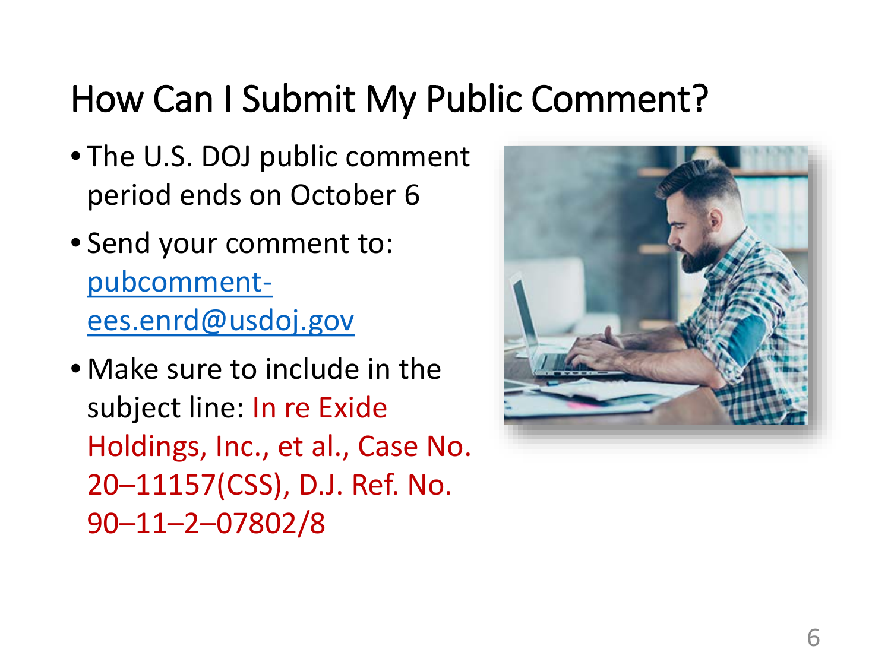# How Can I Submit My Public Comment?

- The U.S. DOJ public comment period ends on October 6
- Send your comment to: pubcomment-ees.enrd@usdoj.gov
- Make sure to include in the subject line: In re Exide Holdings, Inc., et al., Case No. 20–11157(CSS), D.J. Ref. No. 90–11–2–07802/8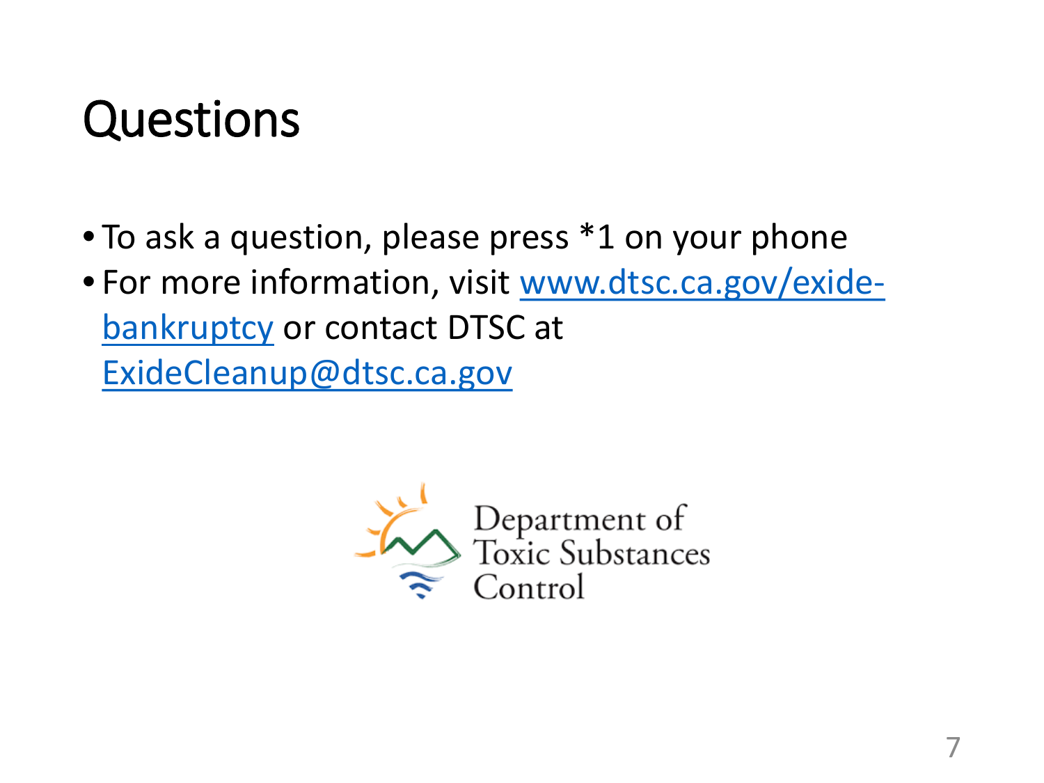# Questions

- To ask a question, please press *1 on your phone
- For more information, visit www.dtsc.ca.gov/exide-bankruptcy or contact DTSC at ExideCleanup@dtsc.ca.gov

Department of Toxic Substances Control